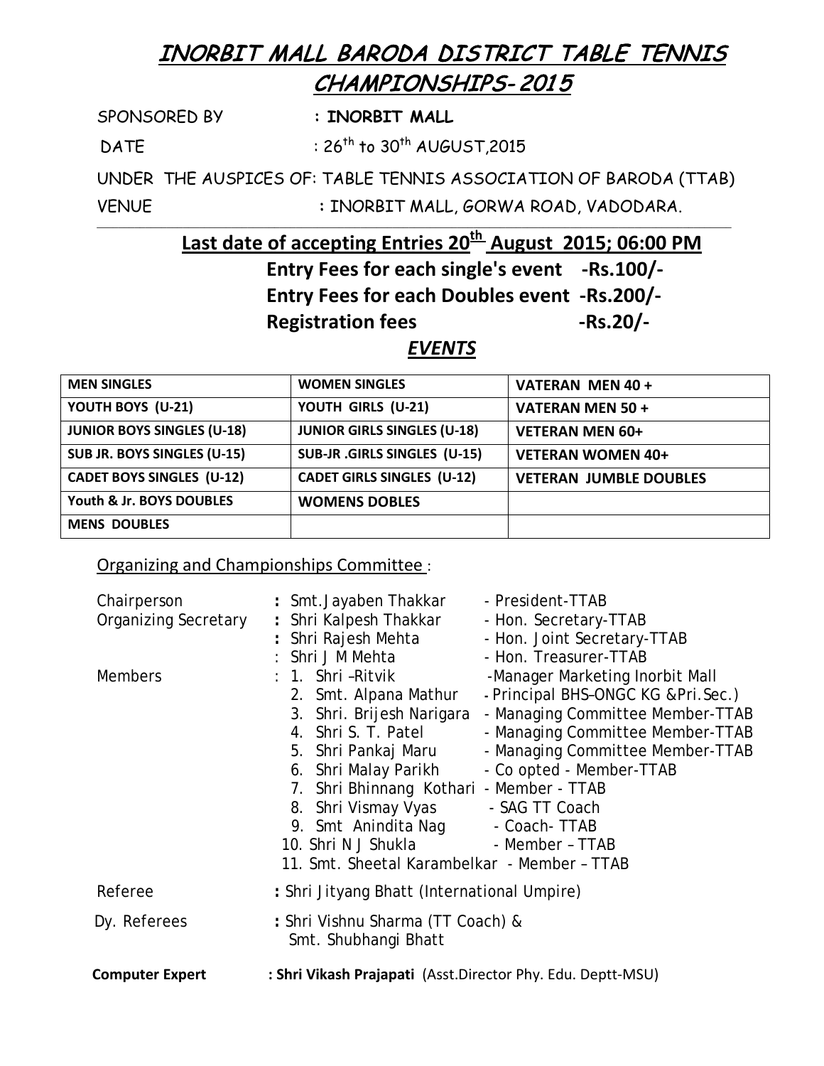# INORBIT MALL BARODA DISTRICT TABLE TENNIS CHAMPIONSHIPS-2015

SPONSORED BY : **INORBIT MALL**

DATE : 26th to 30th AUGUST,2015

UNDER THE AUSPICES OF: TABLE TENNIS ASSOCIATION OF BARODA (TTAB)

VENUE : INORBIT MALL, GORWA ROAD, VADODARA.

---

## Last date of accepting Entries 20th August 2015; 06:00 PM

**Entry Fees for each single's event -Rs.100/-**

**Entry Fees for each Doubles event -Rs.200/-**

**Registration fees -Rs.20/-**

## *EVENTS*

| | | |
|---|---|---|
| **MEN SINGLES** | **WOMEN SINGLES** | **VATERAN MEN 40 +** |
| **YOUTH BOYS (U-21)** | **YOUTH GIRLS (U-21)** | **VATERAN MEN 50 +** |
| **JUNIOR BOYS SINGLES (U-18)** | **JUNIOR GIRLS SINGLES (U-18)** | **VETERAN MEN 60+** |
| **SUB JR. BOYS SINGLES (U-15)** | **SUB-JR .GIRLS SINGLES (U-15)** | **VETERAN WOMEN 40+** |
| **CADET BOYS SINGLES (U-12)** | **CADET GIRLS SINGLES (U-12)** | **VETERAN JUMBLE DOUBLES** |
| **Youth & Jr. BOYS DOUBLES** | **WOMENS DOBLES** | |
| **MENS DOUBLES** | | |

Organizing and Championships Committee :

Chairperson : Smt.Jayaben Thakkar - President-TTAB

Organizing Secretary : Shri Kalpesh Thakkar - Hon. Secretary-TTAB

: Shri Rajesh Mehta - Hon. Joint Secretary-TTAB

: Shri J M Mehta - Hon. Treasurer-TTAB

Members :
1. Shri –Ritvik -Manager Marketing Inorbit Mall
2. Smt. Alpana Mathur - Principal BHS–ONGC KG &Pri.Sec.)
3. Shri. Brijesh Narigara - Managing Committee Member-TTAB
4. Shri S. T. Patel - Managing Committee Member-TTAB
5. Shri Pankaj Maru - Managing Committee Member-TTAB
6. Shri Malay Parikh - Co opted - Member-TTAB
7. Shri Bhinnang Kothari - Member - TTAB
8. Shri Vismay Vyas - SAG TT Coach
9. Smt Anindita Nag - Coach- TTAB
10. Shri N J Shukla - Member – TTAB
11. Smt. Sheetal Karambelkar - Member – TTAB

Referee : Shri Jityang Bhatt (International Umpire)

Dy. Referees : Shri Vishnu Sharma (TT Coach) & Smt. Shubhangi Bhatt

**Computer Expert : Shri Vikash Prajapati** (Asst.Director Phy. Edu. Deptt-MSU)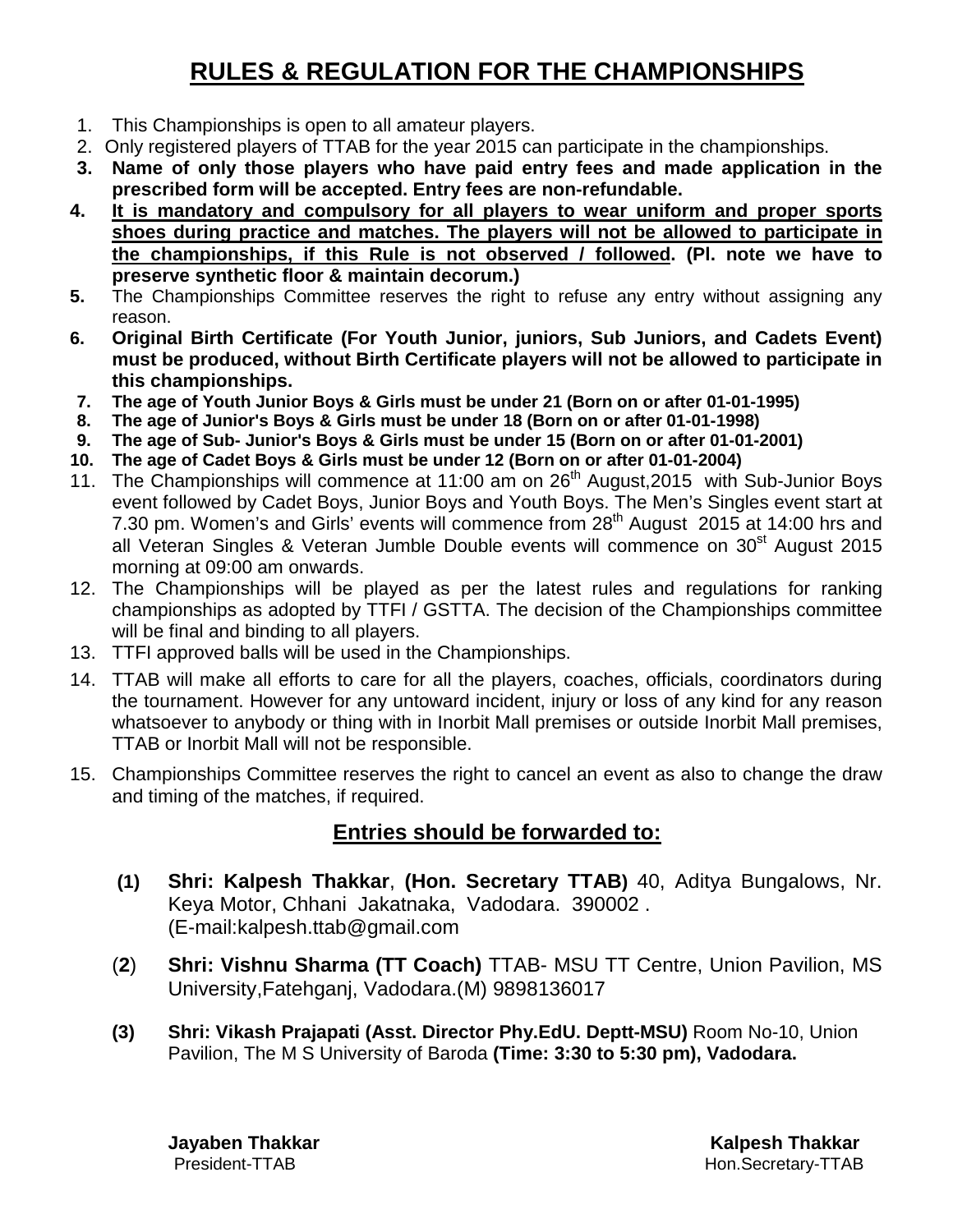# RULES & REGULATION FOR THE CHAMPIONSHIPS

1. This Championships is open to all amateur players.
2. Only registered players of TTAB for the year 2015 can participate in the championships.
3. **Name of only those players who have paid entry fees and made application in the prescribed form will be accepted. Entry fees are non-refundable.**
4. **It is mandatory and compulsory for all players to wear uniform and proper sports shoes during practice and matches. The players will not be allowed to participate in the championships, if this Rule is not observed / followed. (Pl. note we have to preserve synthetic floor & maintain decorum.)**
5. The Championships Committee reserves the right to refuse any entry without assigning any reason.
6. **Original Birth Certificate (For Youth Junior, juniors, Sub Juniors, and Cadets Event) must be produced, without Birth Certificate players will not be allowed to participate in this championships.**
7. **The age of Youth Junior Boys & Girls must be under 21 (Born on or after 01-01-1995)**
8. **The age of Junior's Boys & Girls must be under 18 (Born on or after 01-01-1998)**
9. **The age of Sub- Junior's Boys & Girls must be under 15 (Born on or after 01-01-2001)**
10. **The age of Cadet Boys & Girls must be under 12 (Born on or after 01-01-2004)**
11. The Championships will commence at 11:00 am on 26th August,2015 with Sub-Junior Boys event followed by Cadet Boys, Junior Boys and Youth Boys. The Men's Singles event start at 7.30 pm. Women's and Girls' events will commence from 28th August 2015 at 14:00 hrs and all Veteran Singles & Veteran Jumble Double events will commence on 30st August 2015 morning at 09:00 am onwards.
12. The Championships will be played as per the latest rules and regulations for ranking championships as adopted by TTFI / GSTTA. The decision of the Championships committee will be final and binding to all players.
13. TTFI approved balls will be used in the Championships.
14. TTAB will make all efforts to care for all the players, coaches, officials, coordinators during the tournament. However for any untoward incident, injury or loss of any kind for any reason whatsoever to anybody or thing with in Inorbit Mall premises or outside Inorbit Mall premises, TTAB or Inorbit Mall will not be responsible.
15. Championships Committee reserves the right to cancel an event as also to change the draw and timing of the matches, if required.

## Entries should be forwarded to:

**(1)** **Shri: Kalpesh Thakkar**, **(Hon. Secretary TTAB)** 40, Aditya Bungalows, Nr. Keya Motor, Chhani Jakatnaka, Vadodara. 390002 . (E-mail:kalpesh.ttab@gmail.com

(**2**) **Shri: Vishnu Sharma (TT Coach)** TTAB- MSU TT Centre, Union Pavilion, MS University,Fatehganj, Vadodara.(M) 9898136017

**(3)** **Shri: Vikash Prajapati (Asst. Director Phy.EdU. Deptt-MSU)** Room No-10, Union Pavilion, The M S University of Baroda **(Time: 3:30 to 5:30 pm), Vadodara.**

**Jayaben Thakkar**
President-TTAB

**Kalpesh Thakkar**
Hon.Secretary-TTAB